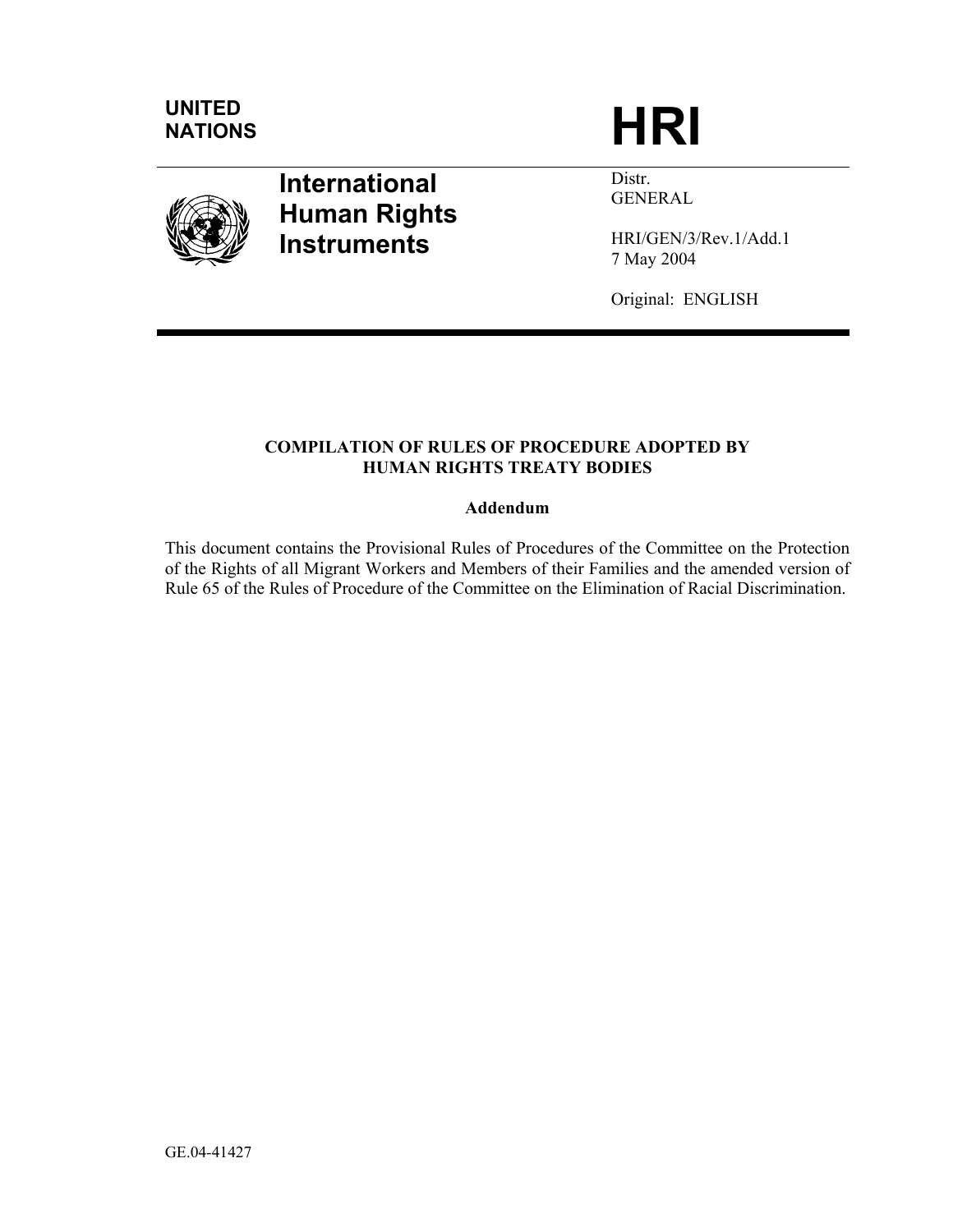UNITED NATIONS

# HRI

## International Human Rights Instruments

Distr.
GENERAL

HRI/GEN/3/Rev.1/Add.1
7 May 2004

Original: ENGLISH

**COMPILATION OF RULES OF PROCEDURE ADOPTED BY HUMAN RIGHTS TREATY BODIES**

**Addendum**

This document contains the Provisional Rules of Procedures of the Committee on the Protection of the Rights of all Migrant Workers and Members of their Families and the amended version of Rule 65 of the Rules of Procedure of the Committee on the Elimination of Racial Discrimination.

GE.04-41427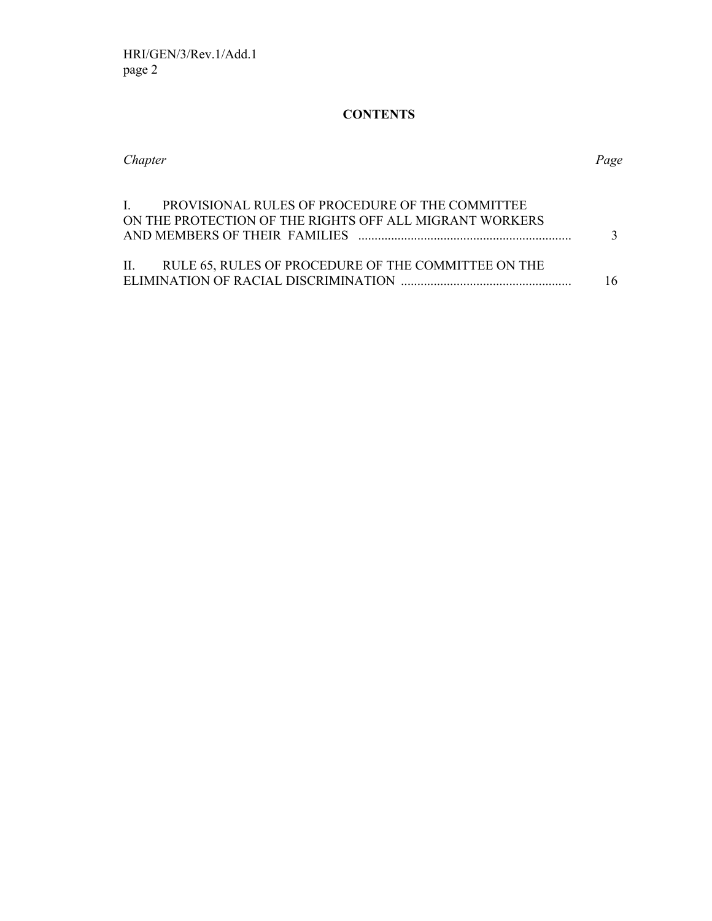**CONTENTS**

| *Chapter* | *Page* |
|---|---|
| I. PROVISIONAL RULES OF PROCEDURE OF THE COMMITTEE ON THE PROTECTION OF THE RIGHTS OFF ALL MIGRANT WORKERS AND MEMBERS OF THEIR FAMILIES | 3 |
| II. RULE 65, RULES OF PROCEDURE OF THE COMMITTEE ON THE ELIMINATION OF RACIAL DISCRIMINATION | 16 |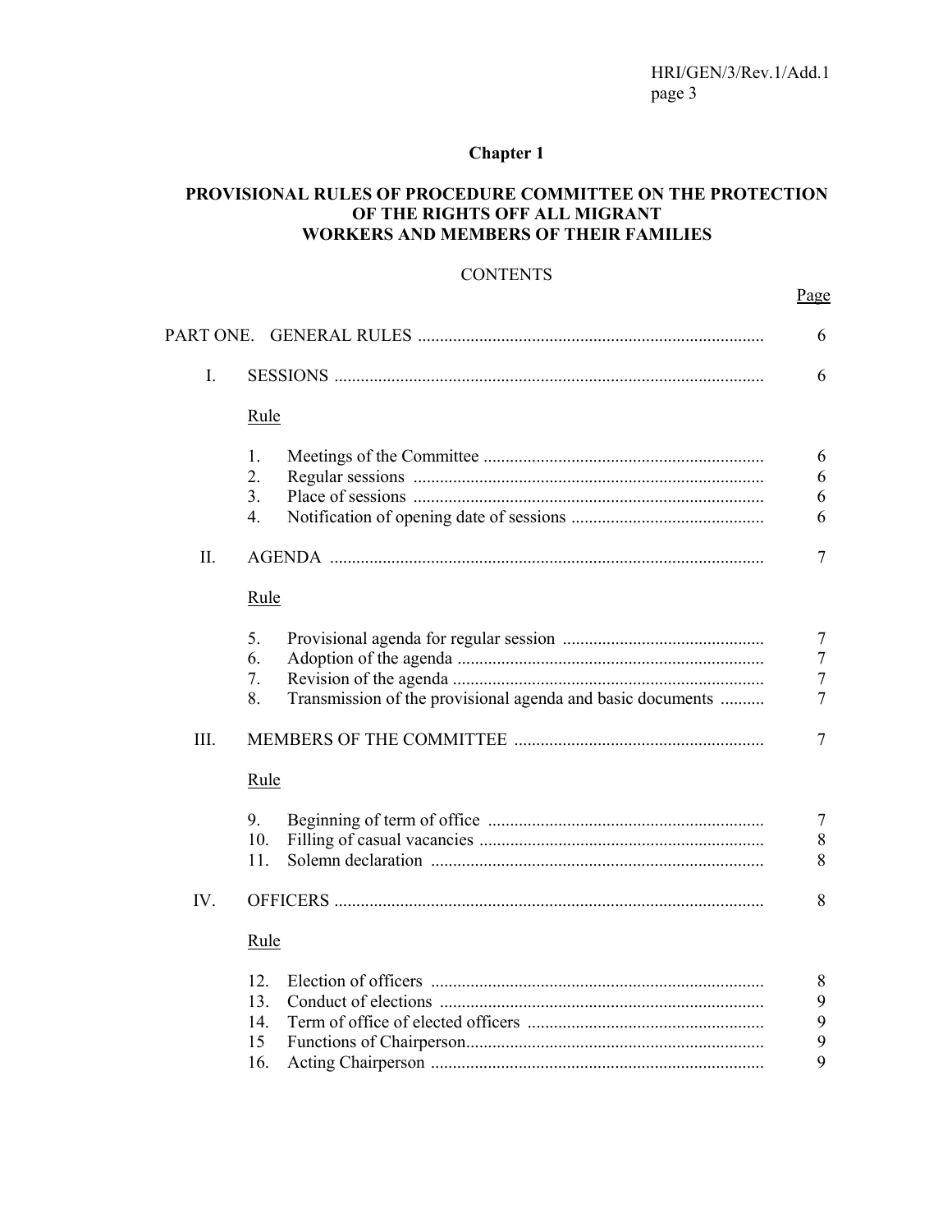## Chapter 1

## PROVISIONAL RULES OF PROCEDURE COMMITTEE ON THE PROTECTION OF THE RIGHTS OFF ALL MIGRANT WORKERS AND MEMBERS OF THEIR FAMILIES

CONTENTS

| | | Page |
|---|---|---|
| PART ONE. | GENERAL RULES | 6 |
| I. | SESSIONS | 6 |
| | Rule | |
| | 1. Meetings of the Committee | 6 |
| | 2. Regular sessions | 6 |
| | 3. Place of sessions | 6 |
| | 4. Notification of opening date of sessions | 6 |
| II. | AGENDA | 7 |
| | Rule | |
| | 5. Provisional agenda for regular session | 7 |
| | 6. Adoption of the agenda | 7 |
| | 7. Revision of the agenda | 7 |
| | 8. Transmission of the provisional agenda and basic documents | 7 |
| III. | MEMBERS OF THE COMMITTEE | 7 |
| | Rule | |
| | 9. Beginning of term of office | 7 |
| | 10. Filling of casual vacancies | 8 |
| | 11. Solemn declaration | 8 |
| IV. | OFFICERS | 8 |
| | Rule | |
| | 12. Election of officers | 8 |
| | 13. Conduct of elections | 9 |
| | 14. Term of office of elected officers | 9 |
| | 15 Functions of Chairperson | 9 |
| | 16. Acting Chairperson | 9 |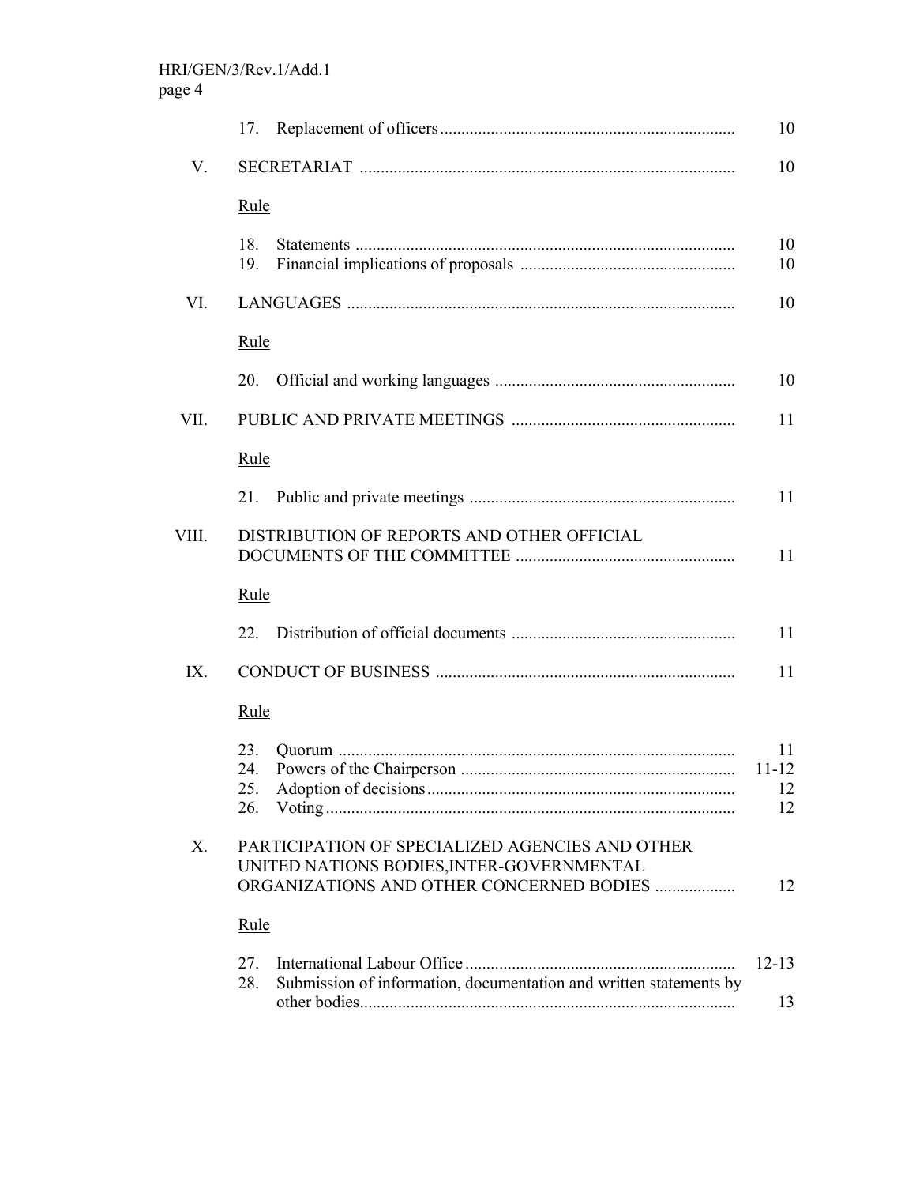| | | Page |
|---|---|---|
| | 17. Replacement of officers | 10 |
| V. | SECRETARIAT | 10 |
| | Rule | |
| | 18. Statements | 10 |
| | 19. Financial implications of proposals | 10 |
| VI. | LANGUAGES | 10 |
| | Rule | |
| | 20. Official and working languages | 10 |
| VII. | PUBLIC AND PRIVATE MEETINGS | 11 |
| | Rule | |
| | 21. Public and private meetings | 11 |
| VIII. | DISTRIBUTION OF REPORTS AND OTHER OFFICIAL DOCUMENTS OF THE COMMITTEE | 11 |
| | Rule | |
| | 22. Distribution of official documents | 11 |
| IX. | CONDUCT OF BUSINESS | 11 |
| | Rule | |
| | 23. Quorum | 11 |
| | 24. Powers of the Chairperson | 11-12 |
| | 25. Adoption of decisions | 12 |
| | 26. Voting | 12 |
| X. | PARTICIPATION OF SPECIALIZED AGENCIES AND OTHER UNITED NATIONS BODIES,INTER-GOVERNMENTAL ORGANIZATIONS AND OTHER CONCERNED BODIES | 12 |
| | Rule | |
| | 27. International Labour Office | 12-13 |
| | 28. Submission of information, documentation and written statements by other bodies | 13 |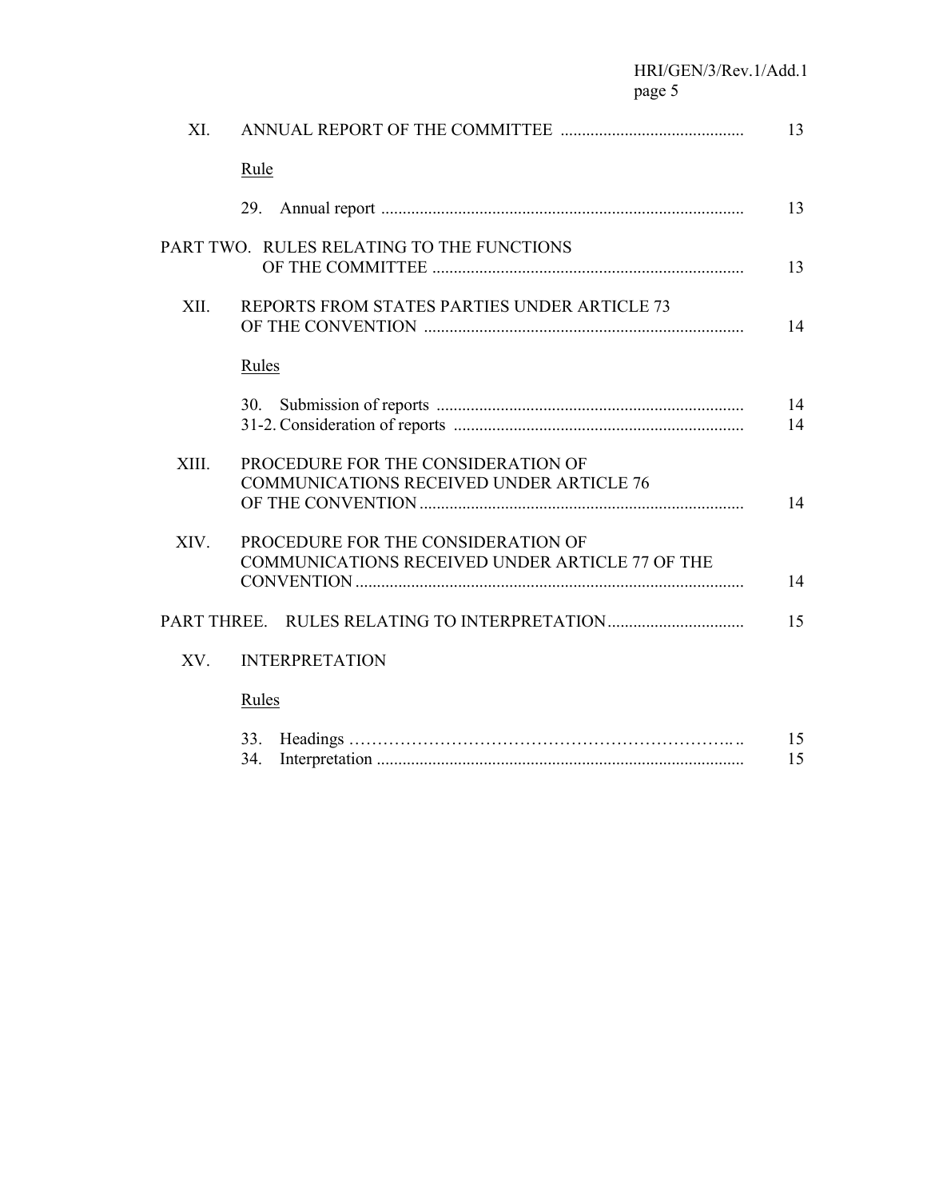| | | |
|---|---|---|
| XI. | ANNUAL REPORT OF THE COMMITTEE | 13 |
| | Rule | |
| | 29. Annual report | 13 |
| PART TWO. | RULES RELATING TO THE FUNCTIONS OF THE COMMITTEE | 13 |
| XII. | REPORTS FROM STATES PARTIES UNDER ARTICLE 73 OF THE CONVENTION | 14 |
| | Rules | |
| | 30. Submission of reports | 14 |
| | 31-2. Consideration of reports | 14 |
| XIII. | PROCEDURE FOR THE CONSIDERATION OF COMMUNICATIONS RECEIVED UNDER ARTICLE 76 OF THE CONVENTION | 14 |
| XIV. | PROCEDURE FOR THE CONSIDERATION OF COMMUNICATIONS RECEIVED UNDER ARTICLE 77 OF THE CONVENTION | 14 |
| PART THREE. | RULES RELATING TO INTERPRETATION | 15 |
| XV. | INTERPRETATION | |
| | Rules | |
| | 33. Headings | 15 |
| | 34. Interpretation | 15 |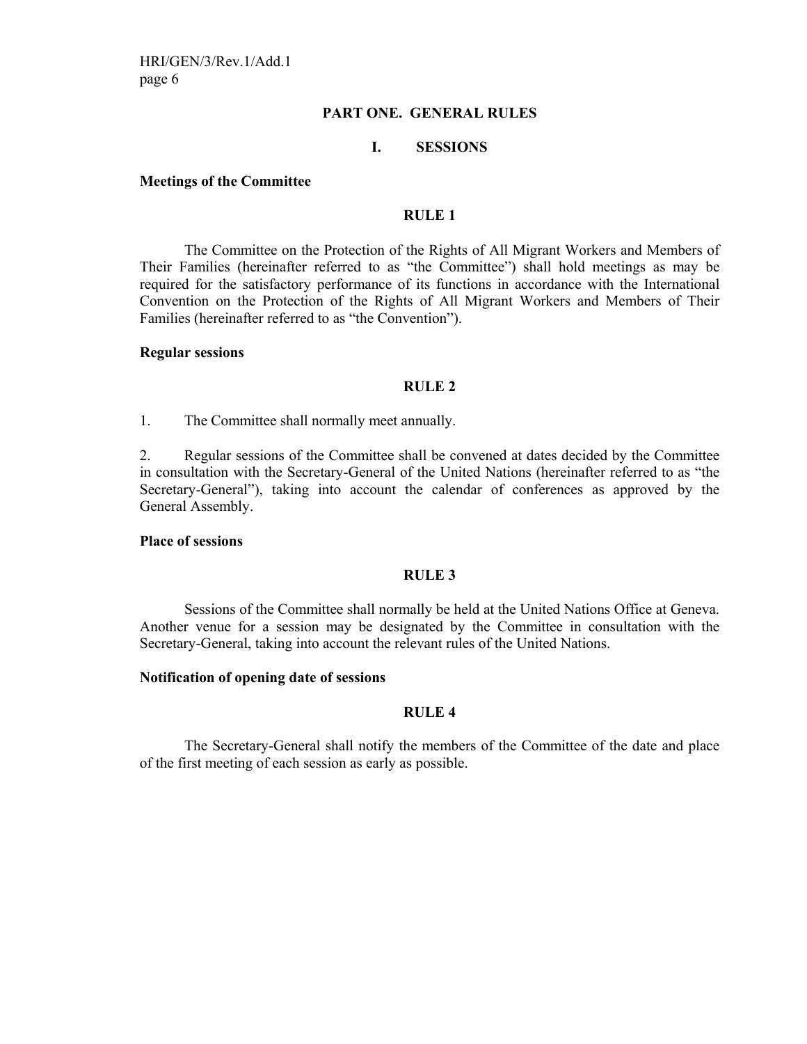# PART ONE. GENERAL RULES

## I. SESSIONS

**Meetings of the Committee**

### RULE 1

The Committee on the Protection of the Rights of All Migrant Workers and Members of Their Families (hereinafter referred to as "the Committee") shall hold meetings as may be required for the satisfactory performance of its functions in accordance with the International Convention on the Protection of the Rights of All Migrant Workers and Members of Their Families (hereinafter referred to as "the Convention").

**Regular sessions**

### RULE 2

1. The Committee shall normally meet annually.

2. Regular sessions of the Committee shall be convened at dates decided by the Committee in consultation with the Secretary-General of the United Nations (hereinafter referred to as "the Secretary-General"), taking into account the calendar of conferences as approved by the General Assembly.

**Place of sessions**

### RULE 3

Sessions of the Committee shall normally be held at the United Nations Office at Geneva. Another venue for a session may be designated by the Committee in consultation with the Secretary-General, taking into account the relevant rules of the United Nations.

**Notification of opening date of sessions**

### RULE 4

The Secretary-General shall notify the members of the Committee of the date and place of the first meeting of each session as early as possible.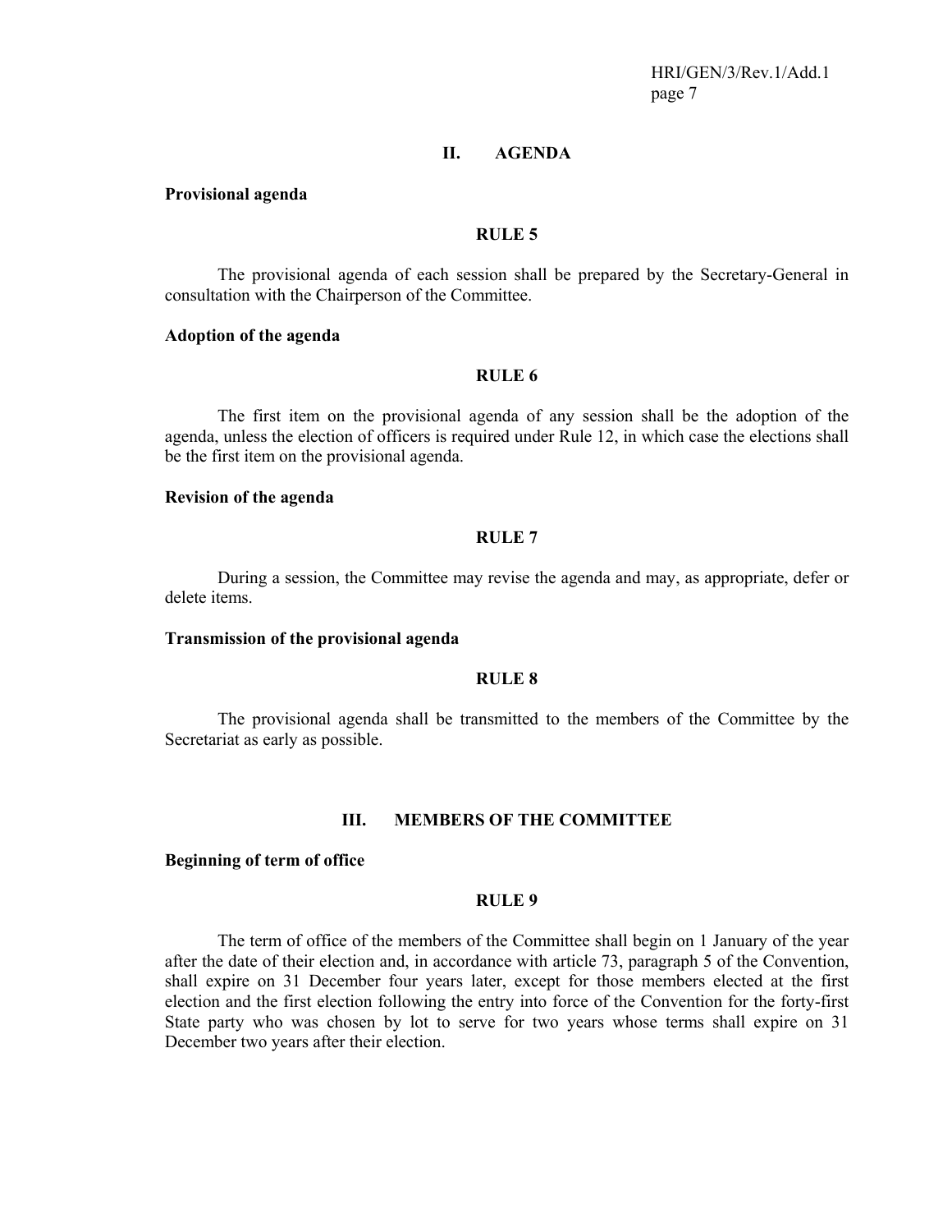## II. AGENDA

**Provisional agenda**

**RULE 5**

The provisional agenda of each session shall be prepared by the Secretary-General in consultation with the Chairperson of the Committee.

**Adoption of the agenda**

**RULE 6**

The first item on the provisional agenda of any session shall be the adoption of the agenda, unless the election of officers is required under Rule 12, in which case the elections shall be the first item on the provisional agenda.

**Revision of the agenda**

**RULE 7**

During a session, the Committee may revise the agenda and may, as appropriate, defer or delete items.

**Transmission of the provisional agenda**

**RULE 8**

The provisional agenda shall be transmitted to the members of the Committee by the Secretariat as early as possible.

## III. MEMBERS OF THE COMMITTEE

**Beginning of term of office**

**RULE 9**

The term of office of the members of the Committee shall begin on 1 January of the year after the date of their election and, in accordance with article 73, paragraph 5 of the Convention, shall expire on 31 December four years later, except for those members elected at the first election and the first election following the entry into force of the Convention for the forty-first State party who was chosen by lot to serve for two years whose terms shall expire on 31 December two years after their election.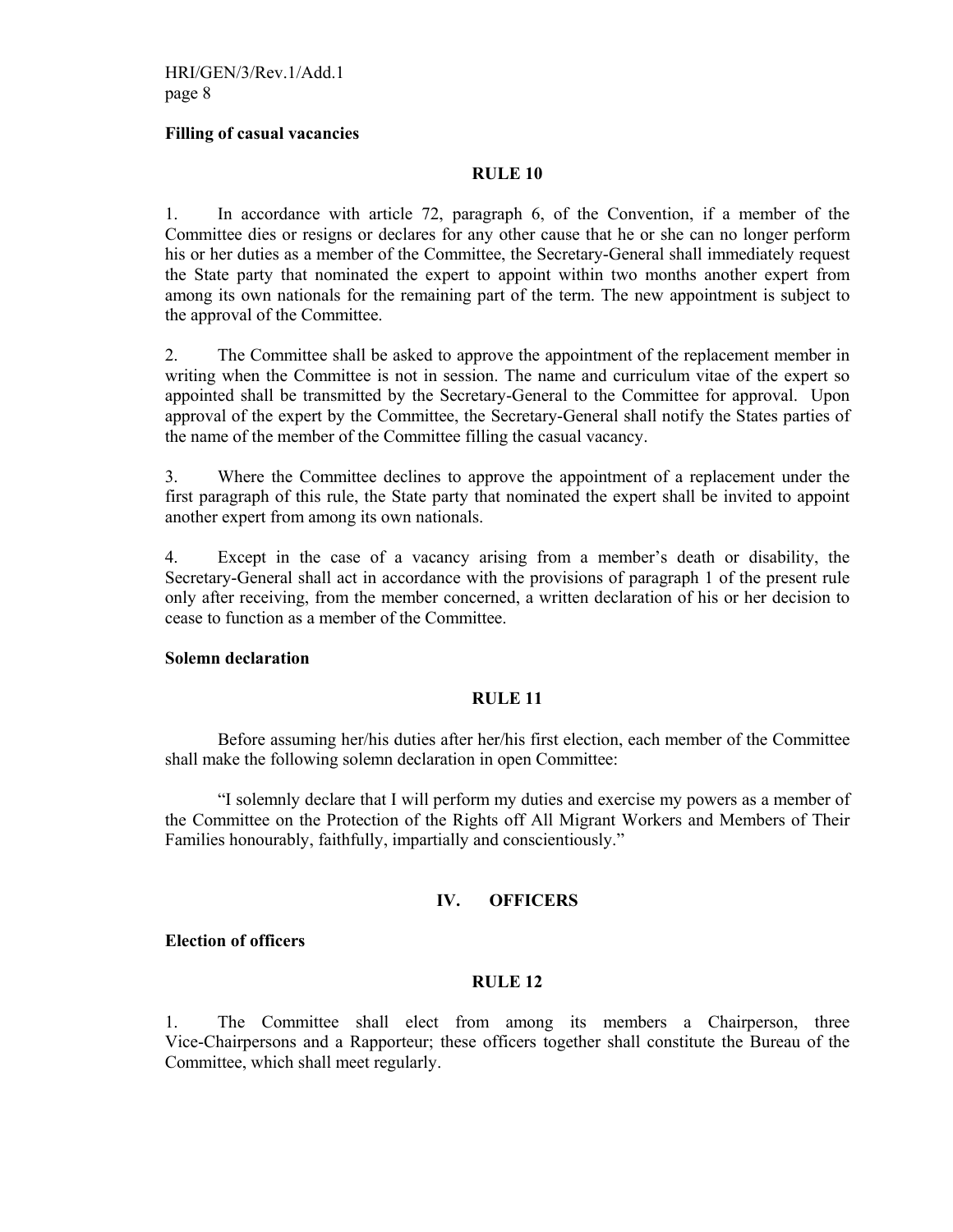**Filling of casual vacancies**

**RULE 10**

1. In accordance with article 72, paragraph 6, of the Convention, if a member of the Committee dies or resigns or declares for any other cause that he or she can no longer perform his or her duties as a member of the Committee, the Secretary-General shall immediately request the State party that nominated the expert to appoint within two months another expert from among its own nationals for the remaining part of the term. The new appointment is subject to the approval of the Committee.

2. The Committee shall be asked to approve the appointment of the replacement member in writing when the Committee is not in session. The name and curriculum vitae of the expert so appointed shall be transmitted by the Secretary-General to the Committee for approval. Upon approval of the expert by the Committee, the Secretary-General shall notify the States parties of the name of the member of the Committee filling the casual vacancy.

3. Where the Committee declines to approve the appointment of a replacement under the first paragraph of this rule, the State party that nominated the expert shall be invited to appoint another expert from among its own nationals.

4. Except in the case of a vacancy arising from a member's death or disability, the Secretary-General shall act in accordance with the provisions of paragraph 1 of the present rule only after receiving, from the member concerned, a written declaration of his or her decision to cease to function as a member of the Committee.

**Solemn declaration**

**RULE 11**

Before assuming her/his duties after her/his first election, each member of the Committee shall make the following solemn declaration in open Committee:

"I solemnly declare that I will perform my duties and exercise my powers as a member of the Committee on the Protection of the Rights off All Migrant Workers and Members of Their Families honourably, faithfully, impartially and conscientiously."

## IV. OFFICERS

**Election of officers**

**RULE 12**

1. The Committee shall elect from among its members a Chairperson, three Vice-Chairpersons and a Rapporteur; these officers together shall constitute the Bureau of the Committee, which shall meet regularly.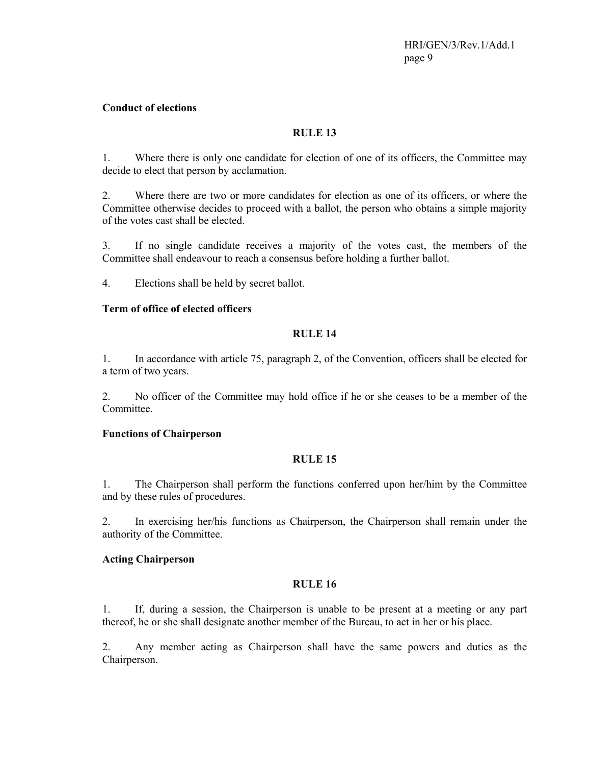**Conduct of elections**

**RULE 13**

1. Where there is only one candidate for election of one of its officers, the Committee may decide to elect that person by acclamation.

2. Where there are two or more candidates for election as one of its officers, or where the Committee otherwise decides to proceed with a ballot, the person who obtains a simple majority of the votes cast shall be elected.

3. If no single candidate receives a majority of the votes cast, the members of the Committee shall endeavour to reach a consensus before holding a further ballot.

4. Elections shall be held by secret ballot.

**Term of office of elected officers**

**RULE 14**

1. In accordance with article 75, paragraph 2, of the Convention, officers shall be elected for a term of two years.

2. No officer of the Committee may hold office if he or she ceases to be a member of the Committee.

**Functions of Chairperson**

**RULE 15**

1. The Chairperson shall perform the functions conferred upon her/him by the Committee and by these rules of procedures.

2. In exercising her/his functions as Chairperson, the Chairperson shall remain under the authority of the Committee.

**Acting Chairperson**

**RULE 16**

1. If, during a session, the Chairperson is unable to be present at a meeting or any part thereof, he or she shall designate another member of the Bureau, to act in her or his place.

2. Any member acting as Chairperson shall have the same powers and duties as the Chairperson.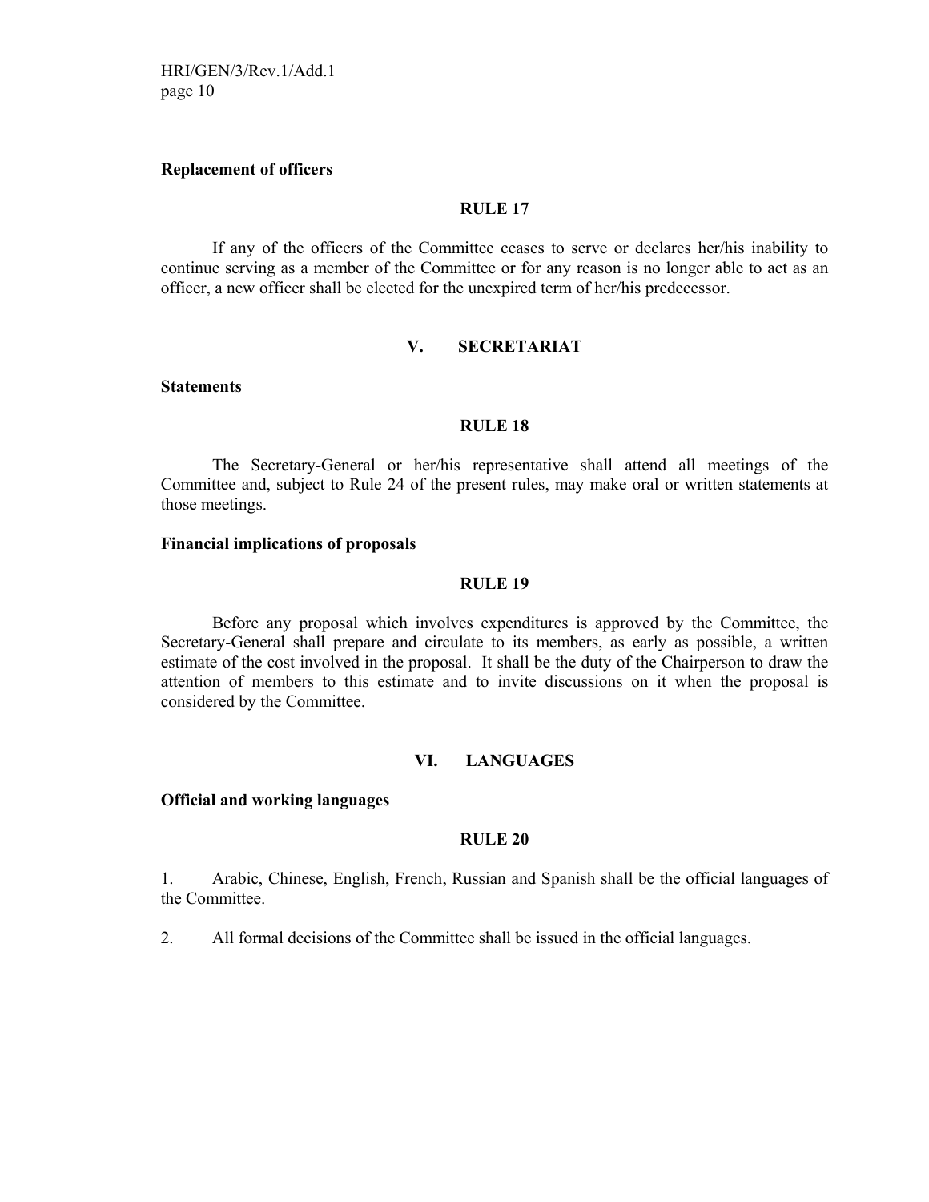**Replacement of officers**

**RULE 17**

If any of the officers of the Committee ceases to serve or declares her/his inability to continue serving as a member of the Committee or for any reason is no longer able to act as an officer, a new officer shall be elected for the unexpired term of her/his predecessor.

## V. SECRETARIAT

**Statements**

**RULE 18**

The Secretary-General or her/his representative shall attend all meetings of the Committee and, subject to Rule 24 of the present rules, may make oral or written statements at those meetings.

**Financial implications of proposals**

**RULE 19**

Before any proposal which involves expenditures is approved by the Committee, the Secretary-General shall prepare and circulate to its members, as early as possible, a written estimate of the cost involved in the proposal. It shall be the duty of the Chairperson to draw the attention of members to this estimate and to invite discussions on it when the proposal is considered by the Committee.

## VI. LANGUAGES

**Official and working languages**

**RULE 20**

1. Arabic, Chinese, English, French, Russian and Spanish shall be the official languages of the Committee.

2. All formal decisions of the Committee shall be issued in the official languages.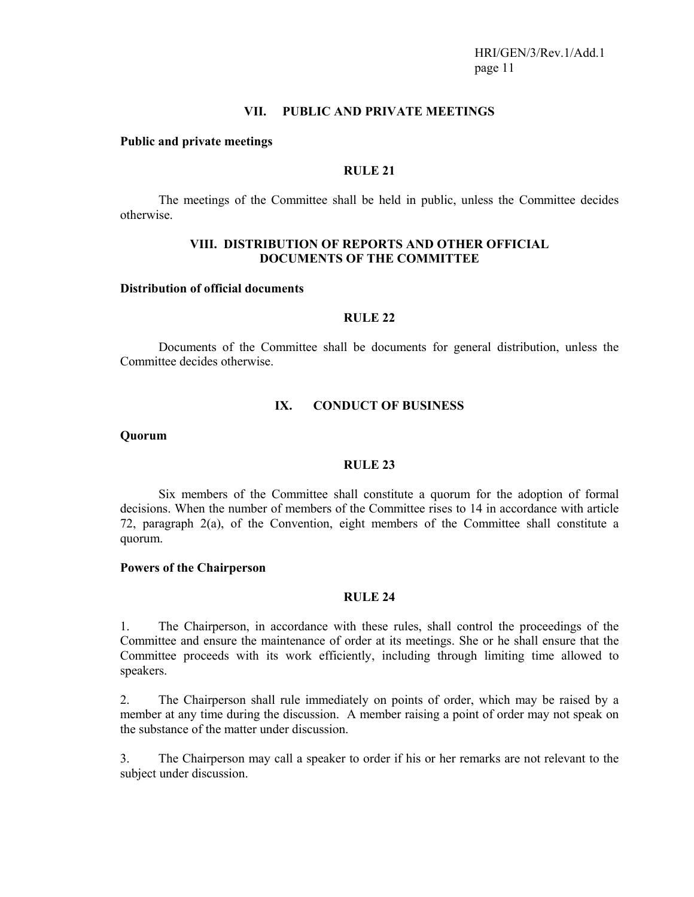## VII. PUBLIC AND PRIVATE MEETINGS

**Public and private meetings**

**RULE 21**

The meetings of the Committee shall be held in public, unless the Committee decides otherwise.

## VIII. DISTRIBUTION OF REPORTS AND OTHER OFFICIAL DOCUMENTS OF THE COMMITTEE

**Distribution of official documents**

**RULE 22**

Documents of the Committee shall be documents for general distribution, unless the Committee decides otherwise.

## IX. CONDUCT OF BUSINESS

**Quorum**

**RULE 23**

Six members of the Committee shall constitute a quorum for the adoption of formal decisions. When the number of members of the Committee rises to 14 in accordance with article 72, paragraph 2(a), of the Convention, eight members of the Committee shall constitute a quorum.

**Powers of the Chairperson**

**RULE 24**

1. The Chairperson, in accordance with these rules, shall control the proceedings of the Committee and ensure the maintenance of order at its meetings. She or he shall ensure that the Committee proceeds with its work efficiently, including through limiting time allowed to speakers.

2. The Chairperson shall rule immediately on points of order, which may be raised by a member at any time during the discussion. A member raising a point of order may not speak on the substance of the matter under discussion.

3. The Chairperson may call a speaker to order if his or her remarks are not relevant to the subject under discussion.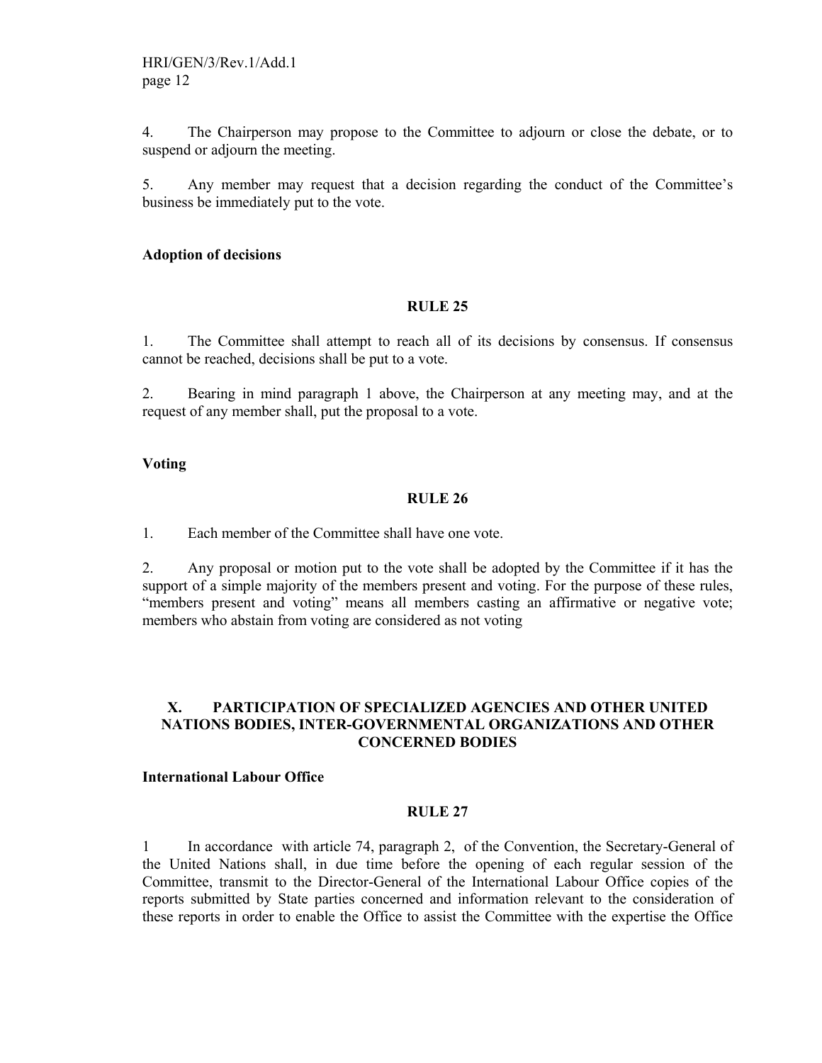4. The Chairperson may propose to the Committee to adjourn or close the debate, or to suspend or adjourn the meeting.

5. Any member may request that a decision regarding the conduct of the Committee's business be immediately put to the vote.

**Adoption of decisions**

**RULE 25**

1. The Committee shall attempt to reach all of its decisions by consensus. If consensus cannot be reached, decisions shall be put to a vote.

2. Bearing in mind paragraph 1 above, the Chairperson at any meeting may, and at the request of any member shall, put the proposal to a vote.

**Voting**

**RULE 26**

1. Each member of the Committee shall have one vote.

2. Any proposal or motion put to the vote shall be adopted by the Committee if it has the support of a simple majority of the members present and voting. For the purpose of these rules, "members present and voting" means all members casting an affirmative or negative vote; members who abstain from voting are considered as not voting

## X. PARTICIPATION OF SPECIALIZED AGENCIES AND OTHER UNITED NATIONS BODIES, INTER-GOVERNMENTAL ORGANIZATIONS AND OTHER CONCERNED BODIES

**International Labour Office**

**RULE 27**

1 In accordance with article 74, paragraph 2, of the Convention, the Secretary-General of the United Nations shall, in due time before the opening of each regular session of the Committee, transmit to the Director-General of the International Labour Office copies of the reports submitted by State parties concerned and information relevant to the consideration of these reports in order to enable the Office to assist the Committee with the expertise the Office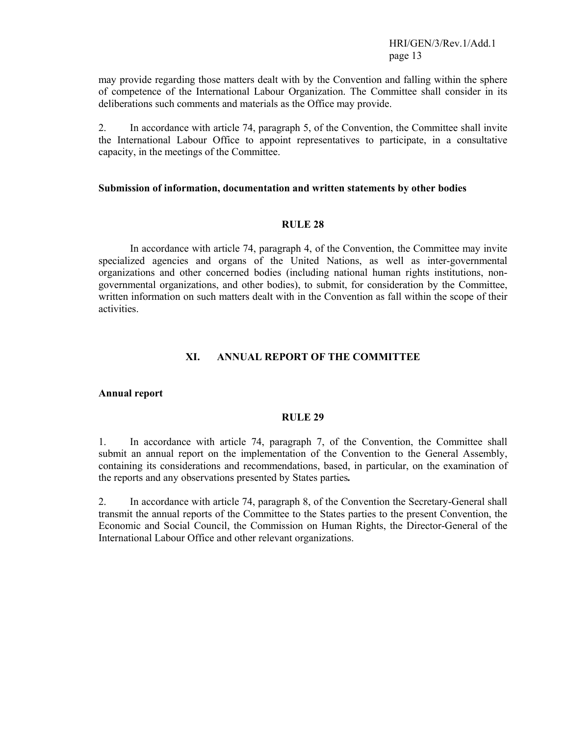may provide regarding those matters dealt with by the Convention and falling within the sphere of competence of the International Labour Organization. The Committee shall consider in its deliberations such comments and materials as the Office may provide.

2. In accordance with article 74, paragraph 5, of the Convention, the Committee shall invite the International Labour Office to appoint representatives to participate, in a consultative capacity, in the meetings of the Committee.

**Submission of information, documentation and written statements by other bodies**

**RULE 28**

In accordance with article 74, paragraph 4, of the Convention, the Committee may invite specialized agencies and organs of the United Nations, as well as inter-governmental organizations and other concerned bodies (including national human rights institutions, non-governmental organizations, and other bodies), to submit, for consideration by the Committee, written information on such matters dealt with in the Convention as fall within the scope of their activities.

## XI. ANNUAL REPORT OF THE COMMITTEE

**Annual report**

**RULE 29**

1. In accordance with article 74, paragraph 7, of the Convention, the Committee shall submit an annual report on the implementation of the Convention to the General Assembly, containing its considerations and recommendations, based, in particular, on the examination of the reports and any observations presented by States parties**.**

2. In accordance with article 74, paragraph 8, of the Convention the Secretary-General shall transmit the annual reports of the Committee to the States parties to the present Convention, the Economic and Social Council, the Commission on Human Rights, the Director-General of the International Labour Office and other relevant organizations.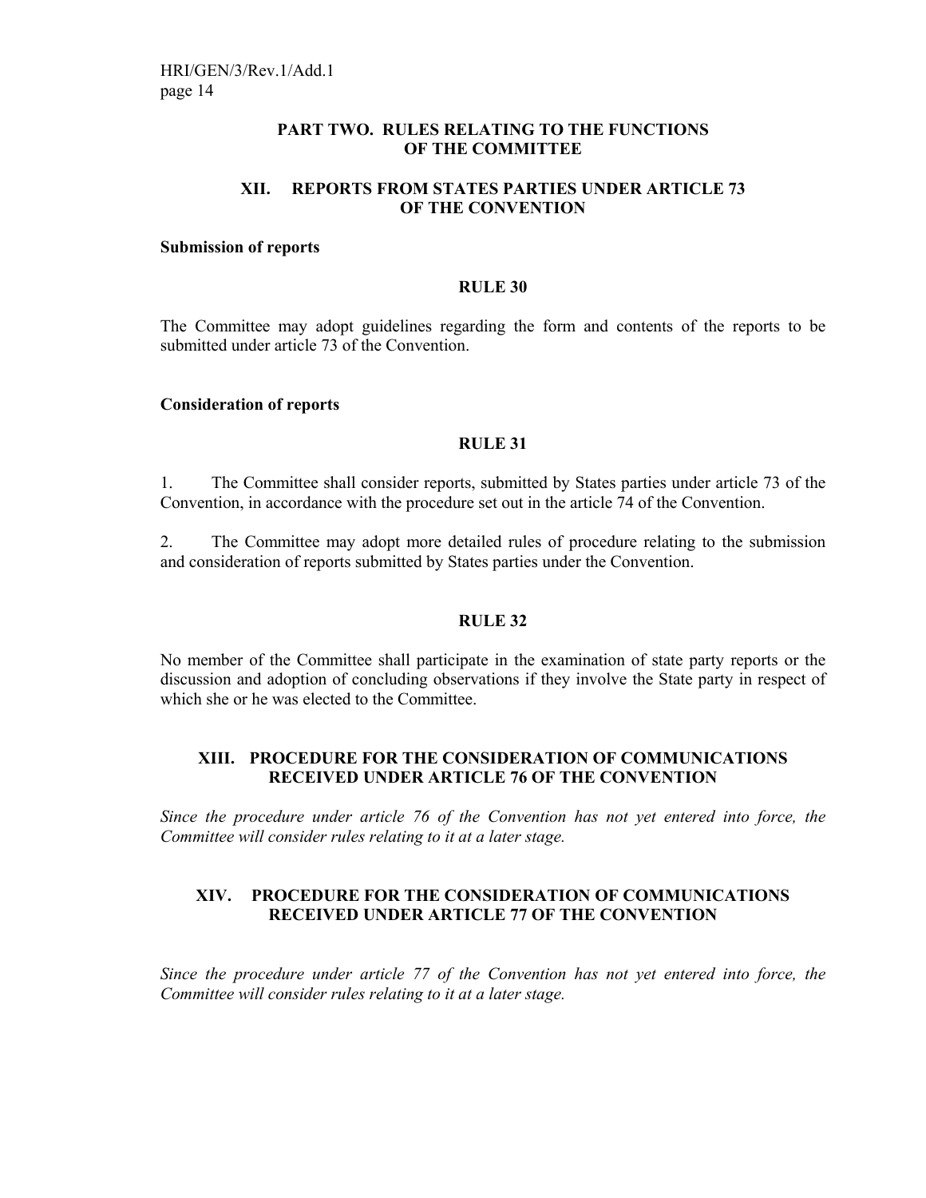## PART TWO. RULES RELATING TO THE FUNCTIONS OF THE COMMITTEE

### XII. REPORTS FROM STATES PARTIES UNDER ARTICLE 73 OF THE CONVENTION

**Submission of reports**

**RULE 30**

The Committee may adopt guidelines regarding the form and contents of the reports to be submitted under article 73 of the Convention.

**Consideration of reports**

**RULE 31**

1. The Committee shall consider reports, submitted by States parties under article 73 of the Convention, in accordance with the procedure set out in the article 74 of the Convention.

2. The Committee may adopt more detailed rules of procedure relating to the submission and consideration of reports submitted by States parties under the Convention.

**RULE 32**

No member of the Committee shall participate in the examination of state party reports or the discussion and adoption of concluding observations if they involve the State party in respect of which she or he was elected to the Committee.

### XIII. PROCEDURE FOR THE CONSIDERATION OF COMMUNICATIONS RECEIVED UNDER ARTICLE 76 OF THE CONVENTION

*Since the procedure under article 76 of the Convention has not yet entered into force, the Committee will consider rules relating to it at a later stage.*

### XIV. PROCEDURE FOR THE CONSIDERATION OF COMMUNICATIONS RECEIVED UNDER ARTICLE 77 OF THE CONVENTION

*Since the procedure under article 77 of the Convention has not yet entered into force, the Committee will consider rules relating to it at a later stage.*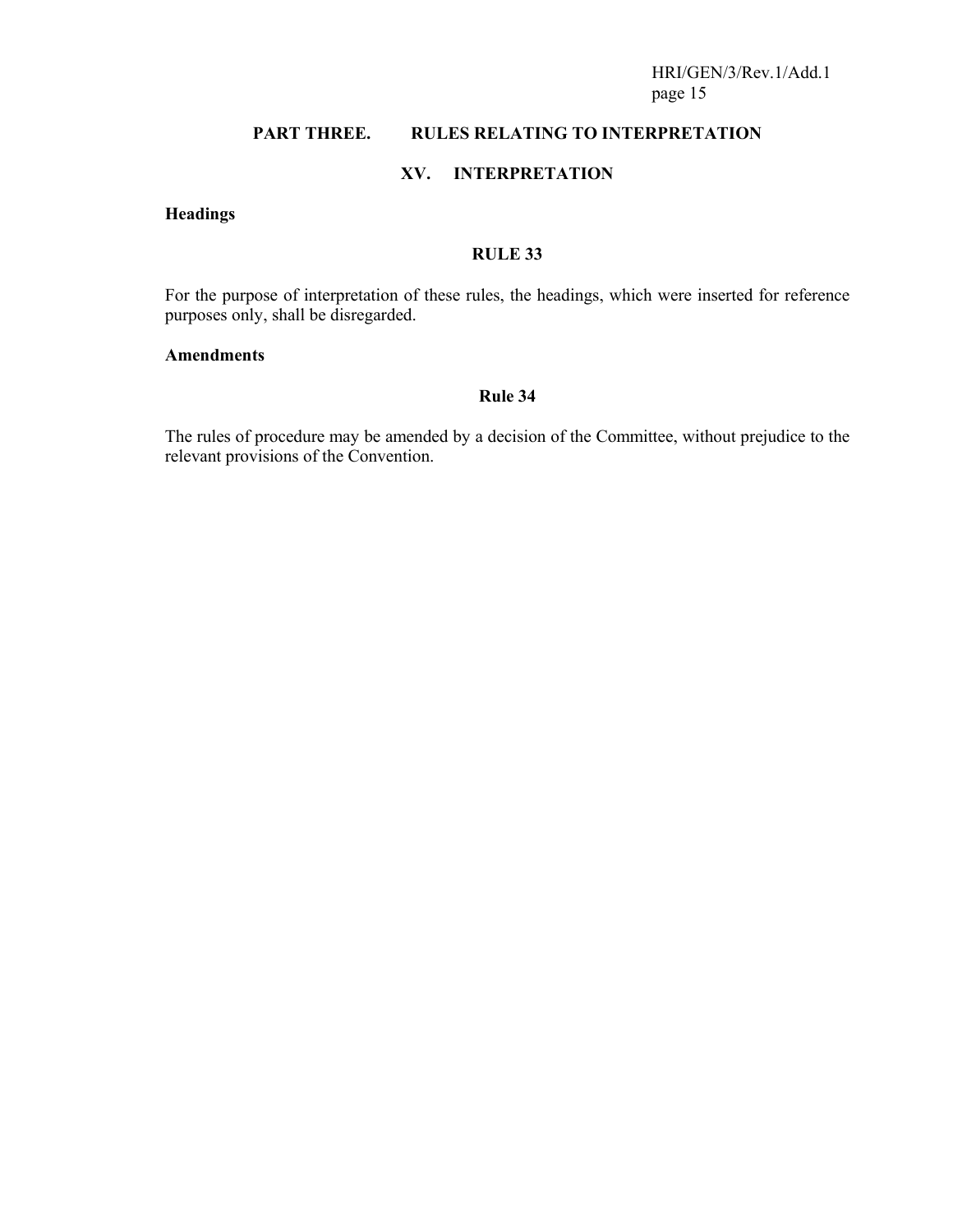## PART THREE. RULES RELATING TO INTERPRETATION

### XV. INTERPRETATION

**Headings**

**RULE 33**

For the purpose of interpretation of these rules, the headings, which were inserted for reference purposes only, shall be disregarded.

**Amendments**

**Rule 34**

The rules of procedure may be amended by a decision of the Committee, without prejudice to the relevant provisions of the Convention.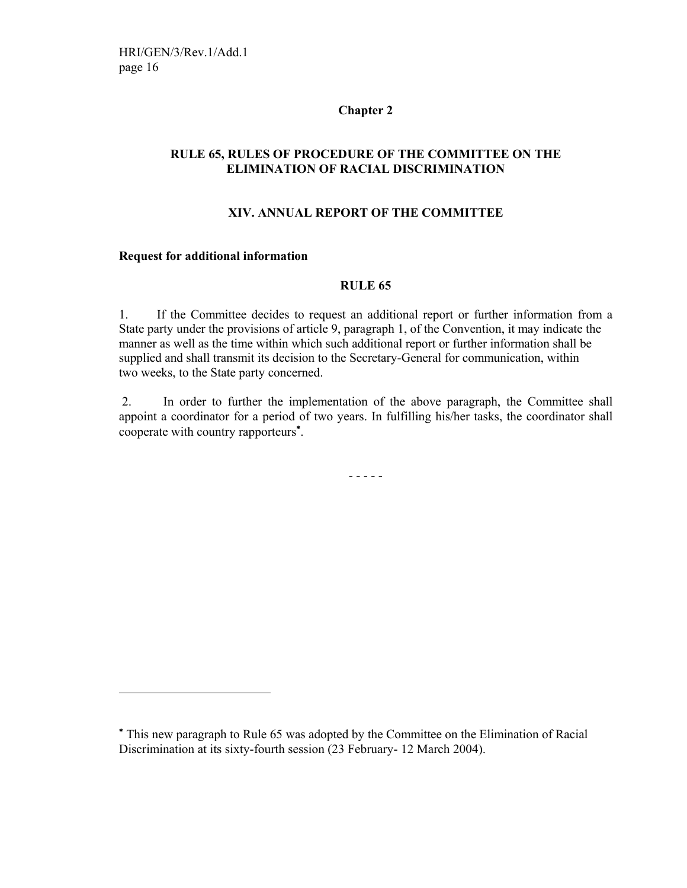## Chapter 2

### RULE 65, RULES OF PROCEDURE OF THE COMMITTEE ON THE ELIMINATION OF RACIAL DISCRIMINATION

### XIV. ANNUAL REPORT OF THE COMMITTEE

**Request for additional information**

**RULE 65**

1. If the Committee decides to request an additional report or further information from a State party under the provisions of article 9, paragraph 1, of the Convention, it may indicate the manner as well as the time within which such additional report or further information shall be supplied and shall transmit its decision to the Secretary-General for communication, within two weeks, to the State party concerned.

2. In order to further the implementation of the above paragraph, the Committee shall appoint a coordinator for a period of two years. In fulfilling his/her tasks, the coordinator shall cooperate with country rapporteurs[*].

- - - - -

---

[*] This new paragraph to Rule 65 was adopted by the Committee on the Elimination of Racial Discrimination at its sixty-fourth session (23 February- 12 March 2004).